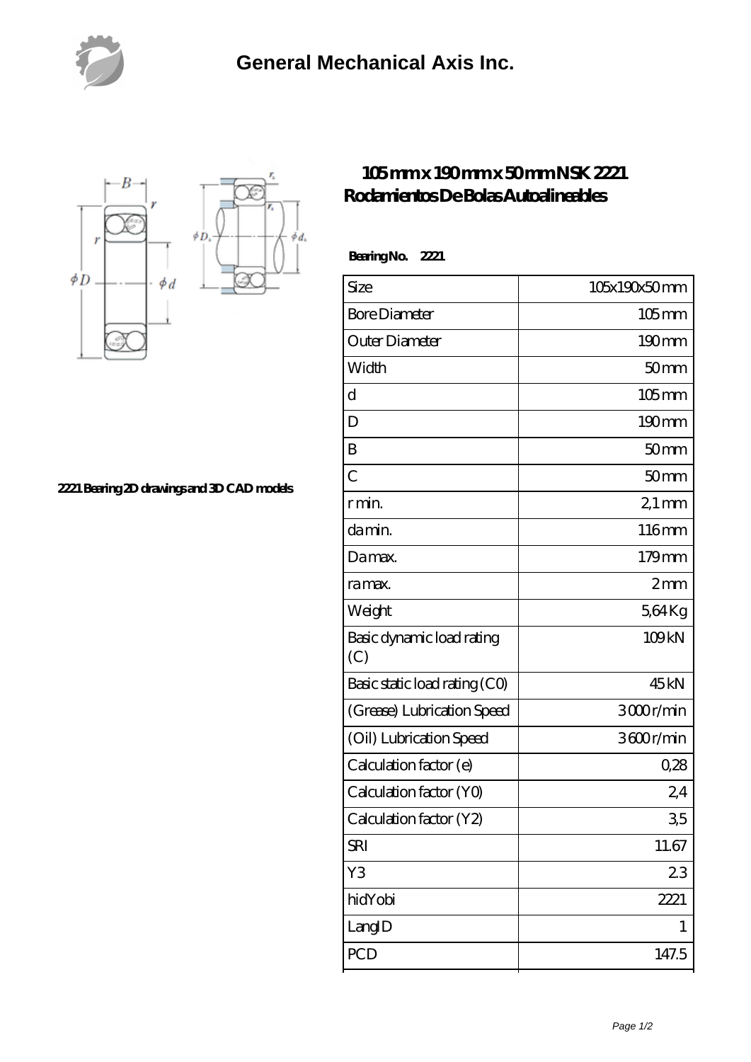# General Mechanical Axis Inc.

2221 Bearing 2D drawings and 3D CAD models

## 105 mm x 190 mm x 50 mm NSK 2221 Rodamientos De Bolas Autoalineables

**Bearing No. 2221**

| | |
|---|---|
| Size | 105x190x50 mm |
| Bore Diameter | 105 mm |
| Outer Diameter | 190 mm |
| Width | 50 mm |
| d | 105 mm |
| D | 190 mm |
| B | 50 mm |
| C | 50 mm |
| r min. | 2,1 mm |
| da min. | 116 mm |
| Da max. | 179 mm |
| ra max. | 2 mm |
| Weight | 5,64 Kg |
| Basic dynamic load rating (C) | 109 kN |
| Basic static load rating (C0) | 45 kN |
| (Grease) Lubrication Speed | 3000 r/min |
| (Oil) Lubrication Speed | 3600 r/min |
| Calculation factor (e) | 0,28 |
| Calculation factor (Y0) | 2,4 |
| Calculation factor (Y2) | 3,5 |
| SRI | 11.67 |
| Y3 | 2.3 |
| hidYobi | 2221 |
| LangID | 1 |
| PCD | 147.5 |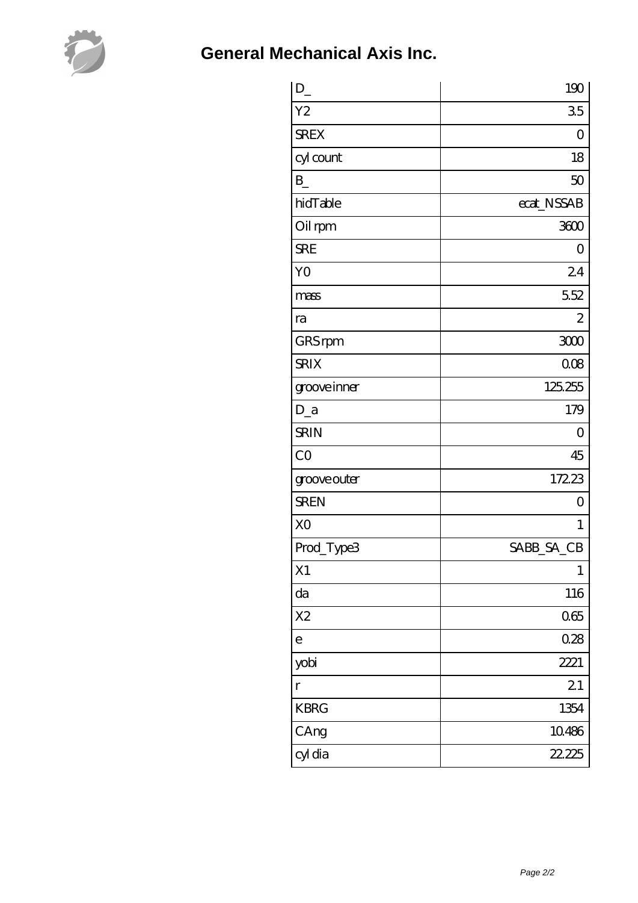## General Mechanical Axis Inc.

| | |
|---|---|
| D_ | 190 |
| Y2 | 3.5 |
| SREX | 0 |
| cyl count | 18 |
| B_ | 50 |
| hidTable | ecat_NSSAB |
| Oil rpm | 3600 |
| SRE | 0 |
| Y0 | 2.4 |
| mass | 5.52 |
| ra | 2 |
| GRS rpm | 3000 |
| SRIX | 0.08 |
| groove inner | 125.255 |
| D_a | 179 |
| SRIN | 0 |
| C0 | 45 |
| groove outer | 172.23 |
| SREN | 0 |
| X0 | 1 |
| Prod_Type3 | SABB_SA_CB |
| X1 | 1 |
| da | 116 |
| X2 | 0.65 |
| e | 0.28 |
| yobi | 2221 |
| r | 2.1 |
| KBRG | 1354 |
| CAng | 10.486 |
| cyl dia | 22.225 |